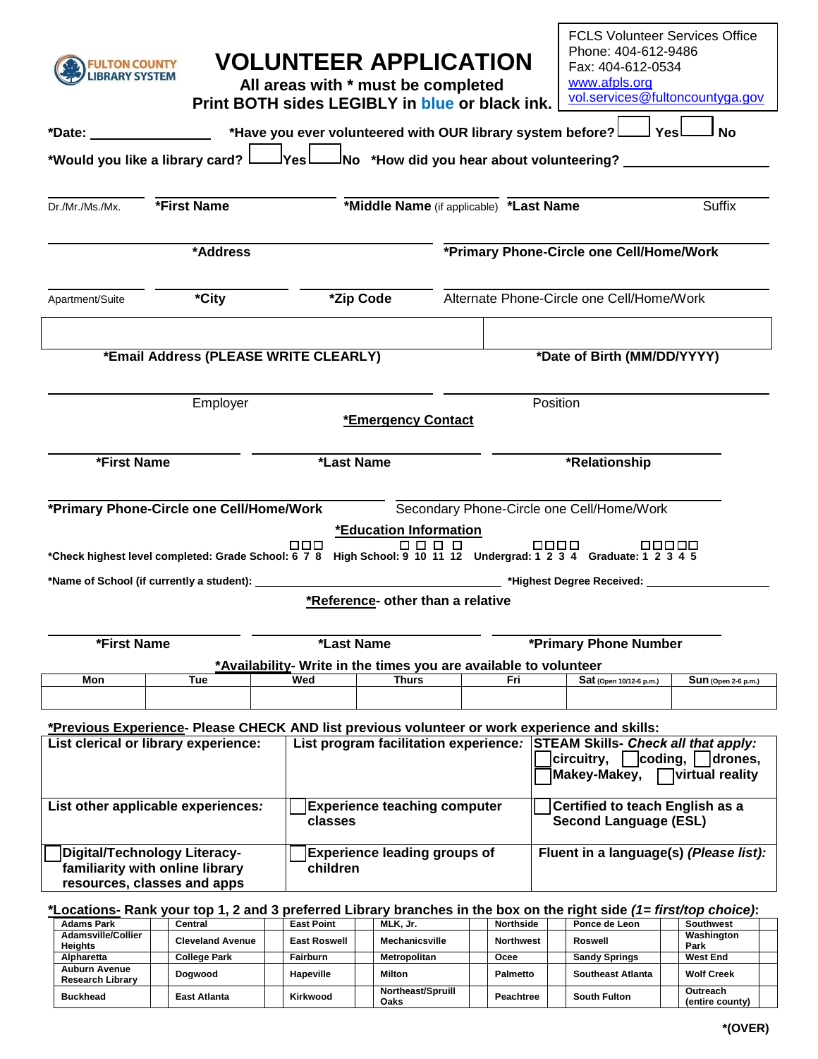FULTON COUNTY LIBRARY SYSTEM

# VOLUNTEER APPLICATION

**All areas with * must be completed**
**Print BOTH sides LEGIBLY in blue or black ink.**

FCLS Volunteer Services Office
Phone: 404-612-9486
Fax: 404-612-0534
www.afpls.org
vol.services@fultoncountyga.gov

***Date:** ______________ ***Have you ever volunteered with OUR library system before?** ☐ Yes ☐ No

***Would you like a library card?** ☐ Yes ☐ No ***How did you hear about volunteering?** ______________

Dr./Mr./Ms./Mx. | ***First Name** | ***Middle Name** (if applicable) | ***Last Name** | Suffix

***Address** | ***Primary Phone-Circle one Cell/Home/Work**

Apartment/Suite | ***City** | ***Zip Code** | Alternate Phone-Circle one Cell/Home/Work

***Email Address (PLEASE WRITE CLEARLY)** | ***Date of Birth (MM/DD/YYYY)**

Employer | Position

## *Emergency Contact

***First Name** | ***Last Name** | ***Relationship**

***Primary Phone-Circle one Cell/Home/Work** | Secondary Phone-Circle one Cell/Home/Work

## *Education Information

***Check highest level completed: Grade School:** ☐ 6 ☐ 7 ☐ 8 **High School:** ☐ 9 ☐ 10 ☐ 11 ☐ 12 **Undergrad:** ☐ 1 ☐ 2 ☐ 3 ☐ 4 **Graduate:** ☐ 1 ☐ 2 ☐ 3 ☐ 4 ☐ 5

***Name of School (if currently a student):** ______________ ***Highest Degree Received:** ______________

## *Reference- other than a relative

***First Name** | ***Last Name** | ***Primary Phone Number**

## *Availability- Write in the times you are available to volunteer

| Mon | Tue | Wed | Thurs | Fri | Sat (Open 10/12-6 p.m.) | Sun (Open 2-6 p.m.) |
|---|---|---|---|---|---|---|
| | | | | | | |

## *Previous Experience- Please CHECK AND list previous volunteer or work experience and skills:

| | | |
|---|---|---|
| **List clerical or library experience:** | **List program facilitation experience:** | **STEAM Skills-** ***Check all that apply:*** ☐ circuitry, ☐ coding, ☐ drones, ☐ Makey-Makey, ☐ virtual reality |
| **List other applicable experiences:** | ☐ **Experience teaching computer classes** | ☐ **Certified to teach English as a Second Language (ESL)** |
| ☐ **Digital/Technology Literacy- familiarity with online library resources, classes and apps** | ☐ **Experience leading groups of children** | **Fluent in a language(s)** ***(Please list):*** |

## *Locations- Rank your top 1, 2 and 3 preferred Library branches in the box on the right side *(1= first/top choice)*:

| Branch | Rank | Branch | Rank | Branch | Rank | Branch | Rank | Branch | Rank | Branch | Rank | Branch | Rank |
|---|---|---|---|---|---|---|---|---|---|---|---|---|---|
| Adams Park | | Central | | East Point | | MLK, Jr. | | Northside | | Ponce de Leon | | Southwest | |
| Adamsville/Collier Heights | | Cleveland Avenue | | East Roswell | | Mechanicsville | | Northwest | | Roswell | | Washington Park | |
| Alpharetta | | College Park | | Fairburn | | Metropolitan | | Ocee | | Sandy Springs | | West End | |
| Auburn Avenue Research Library | | Dogwood | | Hapeville | | Milton | | Palmetto | | Southeast Atlanta | | Wolf Creek | |
| Buckhead | | East Atlanta | | Kirkwood | | Northeast/Spruill Oaks | | Peachtree | | South Fulton | | Outreach (entire county) | |

***(OVER)**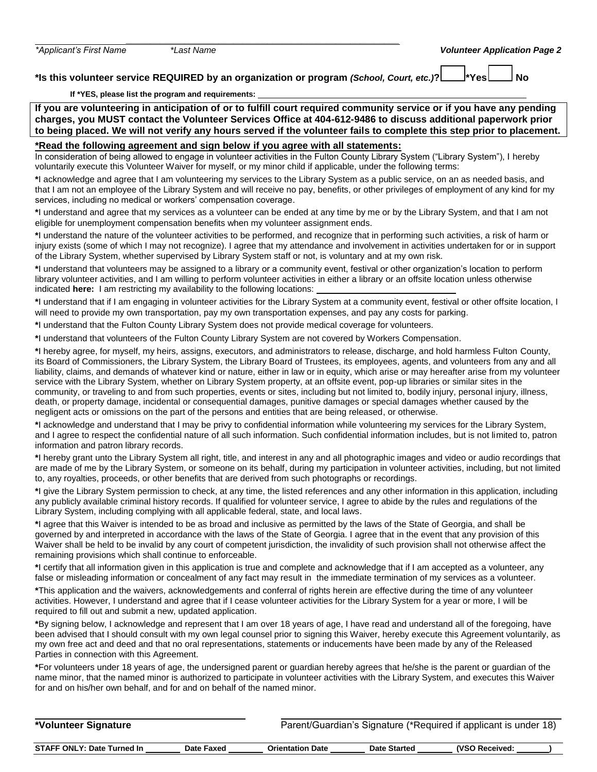*Applicant's First Name *Last Name

**Volunteer Application Page 2**

**\*Is this volunteer service REQUIRED by an organization or program *(School, Court, etc.)*? ☐ \*Yes ☐ No**

**If \*YES, please list the program and requirements:** ____________________

**If you are volunteering in anticipation of or to fulfill court required community service or if you have any pending charges, you MUST contact the Volunteer Services Office at 404-612-9486 to discuss additional paperwork prior to being placed. We will not verify any hours served if the volunteer fails to complete this step prior to placement.**

**\*Read the following agreement and sign below if you agree with all statements:**

In consideration of being allowed to engage in volunteer activities in the Fulton County Library System ("Library System"), I hereby voluntarily execute this Volunteer Waiver for myself, or my minor child if applicable, under the following terms:

**\***I acknowledge and agree that I am volunteering my services to the Library System as a public service, on an as needed basis, and that I am not an employee of the Library System and will receive no pay, benefits, or other privileges of employment of any kind for my services, including no medical or workers' compensation coverage.

**\***I understand and agree that my services as a volunteer can be ended at any time by me or by the Library System, and that I am not eligible for unemployment compensation benefits when my volunteer assignment ends.

**\***I understand the nature of the volunteer activities to be performed, and recognize that in performing such activities, a risk of harm or injury exists (some of which I may not recognize). I agree that my attendance and involvement in activities undertaken for or in support of the Library System, whether supervised by Library System staff or not, is voluntary and at my own risk.

**\***I understand that volunteers may be assigned to a library or a community event, festival or other organization's location to perform library volunteer activities, and I am willing to perform volunteer activities in either a library or an offsite location unless otherwise indicated **here:** I am restricting my availability to the following locations: ____________________

**\***I understand that if I am engaging in volunteer activities for the Library System at a community event, festival or other offsite location, I will need to provide my own transportation, pay my own transportation expenses, and pay any costs for parking.

**\***I understand that the Fulton County Library System does not provide medical coverage for volunteers.

**\***I understand that volunteers of the Fulton County Library System are not covered by Workers Compensation.

**\***I hereby agree, for myself, my heirs, assigns, executors, and administrators to release, discharge, and hold harmless Fulton County, its Board of Commissioners, the Library System, the Library Board of Trustees, its employees, agents, and volunteers from any and all liability, claims, and demands of whatever kind or nature, either in law or in equity, which arise or may hereafter arise from my volunteer service with the Library System, whether on Library System property, at an offsite event, pop-up libraries or similar sites in the community, or traveling to and from such properties, events or sites, including but not limited to, bodily injury, personal injury, illness, death, or property damage, incidental or consequential damages, punitive damages or special damages whether caused by the negligent acts or omissions on the part of the persons and entities that are being released, or otherwise.

**\***I acknowledge and understand that I may be privy to confidential information while volunteering my services for the Library System, and I agree to respect the confidential nature of all such information. Such confidential information includes, but is not limited to, patron information and patron library records.

**\***I hereby grant unto the Library System all right, title, and interest in any and all photographic images and video or audio recordings that are made of me by the Library System, or someone on its behalf, during my participation in volunteer activities, including, but not limited to, any royalties, proceeds, or other benefits that are derived from such photographs or recordings.

**\***I give the Library System permission to check, at any time, the listed references and any other information in this application, including any publicly available criminal history records. If qualified for volunteer service, I agree to abide by the rules and regulations of the Library System, including complying with all applicable federal, state, and local laws.

**\***I agree that this Waiver is intended to be as broad and inclusive as permitted by the laws of the State of Georgia, and shall be governed by and interpreted in accordance with the laws of the State of Georgia. I agree that in the event that any provision of this Waiver shall be held to be invalid by any court of competent jurisdiction, the invalidity of such provision shall not otherwise affect the remaining provisions which shall continue to enforceable.

**\***I certify that all information given in this application is true and complete and acknowledge that if I am accepted as a volunteer, any false or misleading information or concealment of any fact may result in the immediate termination of my services as a volunteer.

**\***This application and the waivers, acknowledgements and conferral of rights herein are effective during the time of any volunteer activities. However, I understand and agree that if I cease volunteer activities for the Library System for a year or more, I will be required to fill out and submit a new, updated application.

**\***By signing below, I acknowledge and represent that I am over 18 years of age, I have read and understand all of the foregoing, have been advised that I should consult with my own legal counsel prior to signing this Waiver, hereby execute this Agreement voluntarily, as my own free act and deed and that no oral representations, statements or inducements have been made by any of the Released Parties in connection with this Agreement.

**\***For volunteers under 18 years of age, the undersigned parent or guardian hereby agrees that he/she is the parent or guardian of the name minor, that the named minor is authorized to participate in volunteer activities with the Library System, and executes this Waiver for and on his/her own behalf, and for and on behalf of the named minor.

____________________ ____________________

**\*Volunteer Signature** Parent/Guardian's Signature (\*Required if applicant is under 18)

**STAFF ONLY: Date Turned In** ________ **Date Faxed** ________ **Orientation Date** ________ **Date Started** ________ **(VSO Received:** ________**)**